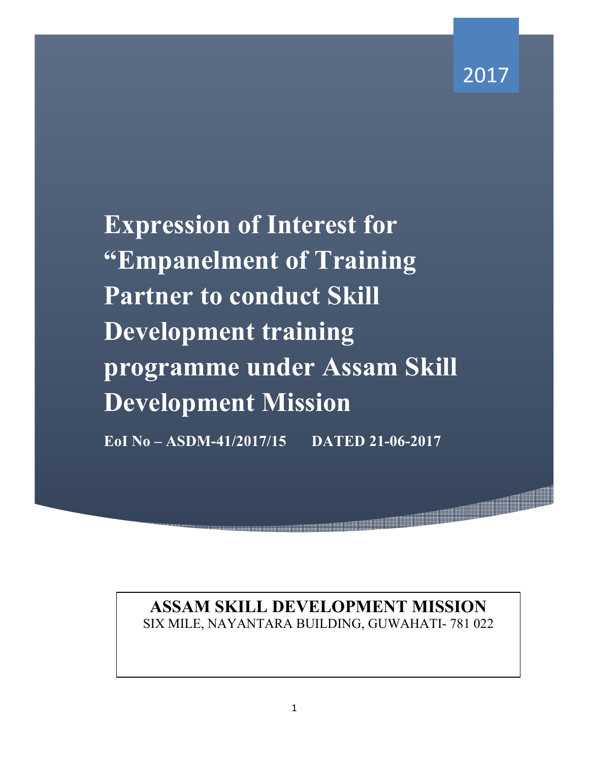2017

# Expression of Interest for "Empanelment of Training Partner to conduct Skill Development training programme under Assam Skill Development Mission

**EoI No – ASDM-41/2017/15 DATED 21-06-2017**

**ASSAM SKILL DEVELOPMENT MISSION**

SIX MILE, NAYANTARA BUILDING, GUWAHATI- 781 022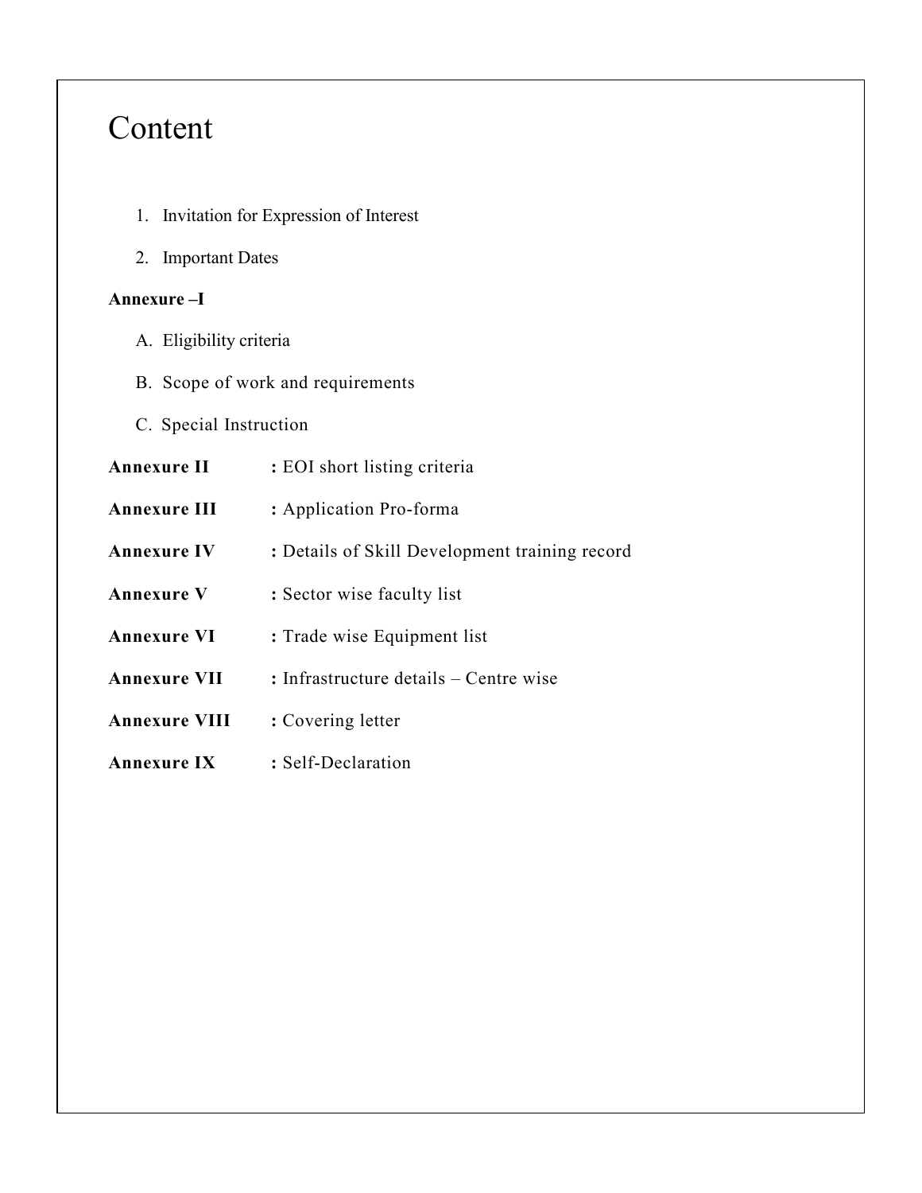# Content

1. Invitation for Expression of Interest
2. Important Dates

**Annexure –I**

A. Eligibility criteria
B. Scope of work and requirements
C. Special Instruction

**Annexure II** : EOI short listing criteria

**Annexure III** : Application Pro-forma

**Annexure IV** : Details of Skill Development training record

**Annexure V** : Sector wise faculty list

**Annexure VI** : Trade wise Equipment list

**Annexure VII** : Infrastructure details – Centre wise

**Annexure VIII** : Covering letter

**Annexure IX** : Self-Declaration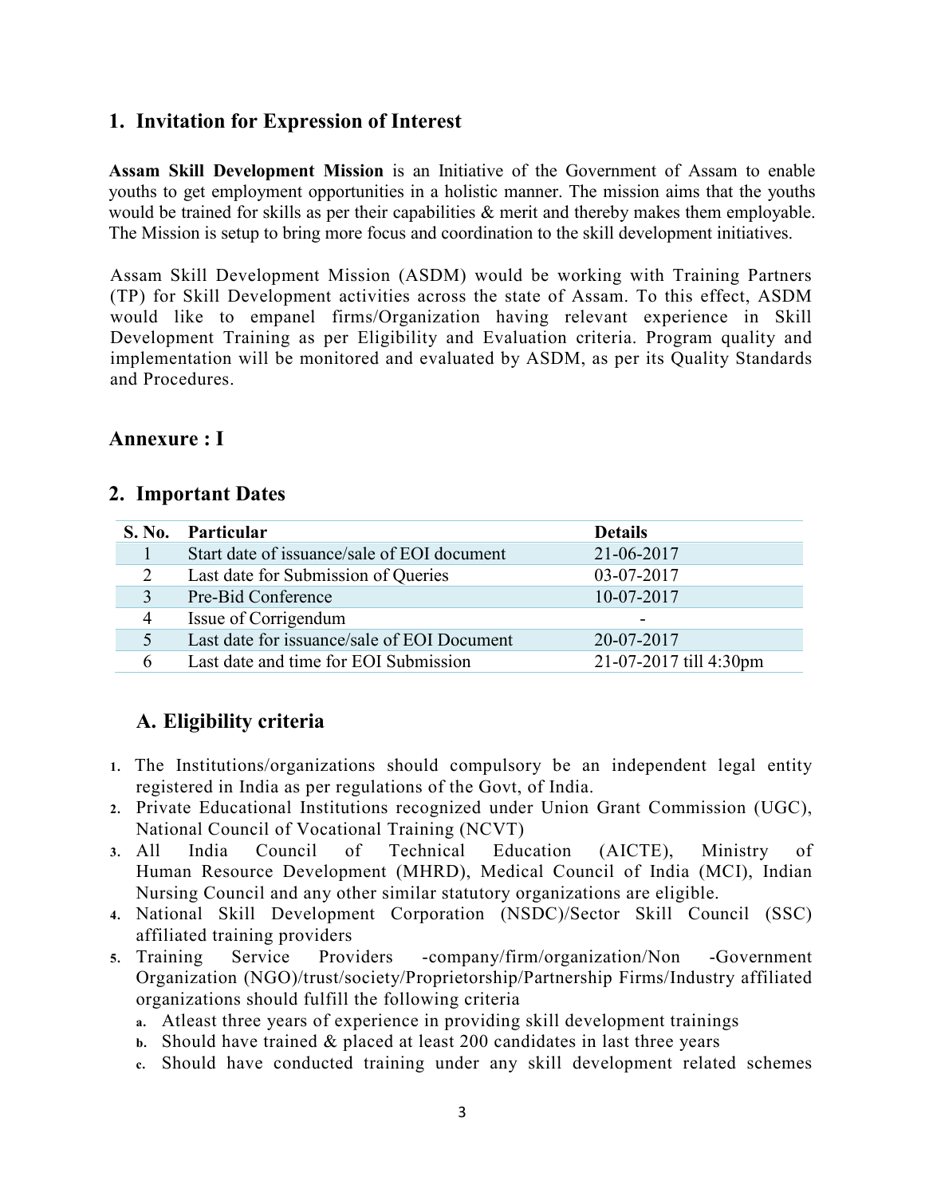## 1. Invitation for Expression of Interest

**Assam Skill Development Mission** is an Initiative of the Government of Assam to enable youths to get employment opportunities in a holistic manner. The mission aims that the youths would be trained for skills as per their capabilities & merit and thereby makes them employable. The Mission is setup to bring more focus and coordination to the skill development initiatives.

Assam Skill Development Mission (ASDM) would be working with Training Partners (TP) for Skill Development activities across the state of Assam. To this effect, ASDM would like to empanel firms/Organization having relevant experience in Skill Development Training as per Eligibility and Evaluation criteria. Program quality and implementation will be monitored and evaluated by ASDM, as per its Quality Standards and Procedures.

## Annexure : I

## 2. Important Dates

| S. No. | Particular | Details |
|---|---|---|
| 1 | Start date of issuance/sale of EOI document | 21-06-2017 |
| 2 | Last date for Submission of Queries | 03-07-2017 |
| 3 | Pre-Bid Conference | 10-07-2017 |
| 4 | Issue of Corrigendum | - |
| 5 | Last date for issuance/sale of EOI Document | 20-07-2017 |
| 6 | Last date and time for EOI Submission | 21-07-2017 till 4:30pm |

### A. Eligibility criteria

1. The Institutions/organizations should compulsory be an independent legal entity registered in India as per regulations of the Govt, of India.
2. Private Educational Institutions recognized under Union Grant Commission (UGC), National Council of Vocational Training (NCVT)
3. All India Council of Technical Education (AICTE), Ministry of Human Resource Development (MHRD), Medical Council of India (MCI), Indian Nursing Council and any other similar statutory organizations are eligible.
4. National Skill Development Corporation (NSDC)/Sector Skill Council (SSC) affiliated training providers
5. Training Service Providers -company/firm/organization/Non -Government Organization (NGO)/trust/society/Proprietorship/Partnership Firms/Industry affiliated organizations should fulfill the following criteria
   a. Atleast three years of experience in providing skill development trainings
   b. Should have trained & placed at least 200 candidates in last three years
   c. Should have conducted training under any skill development related schemes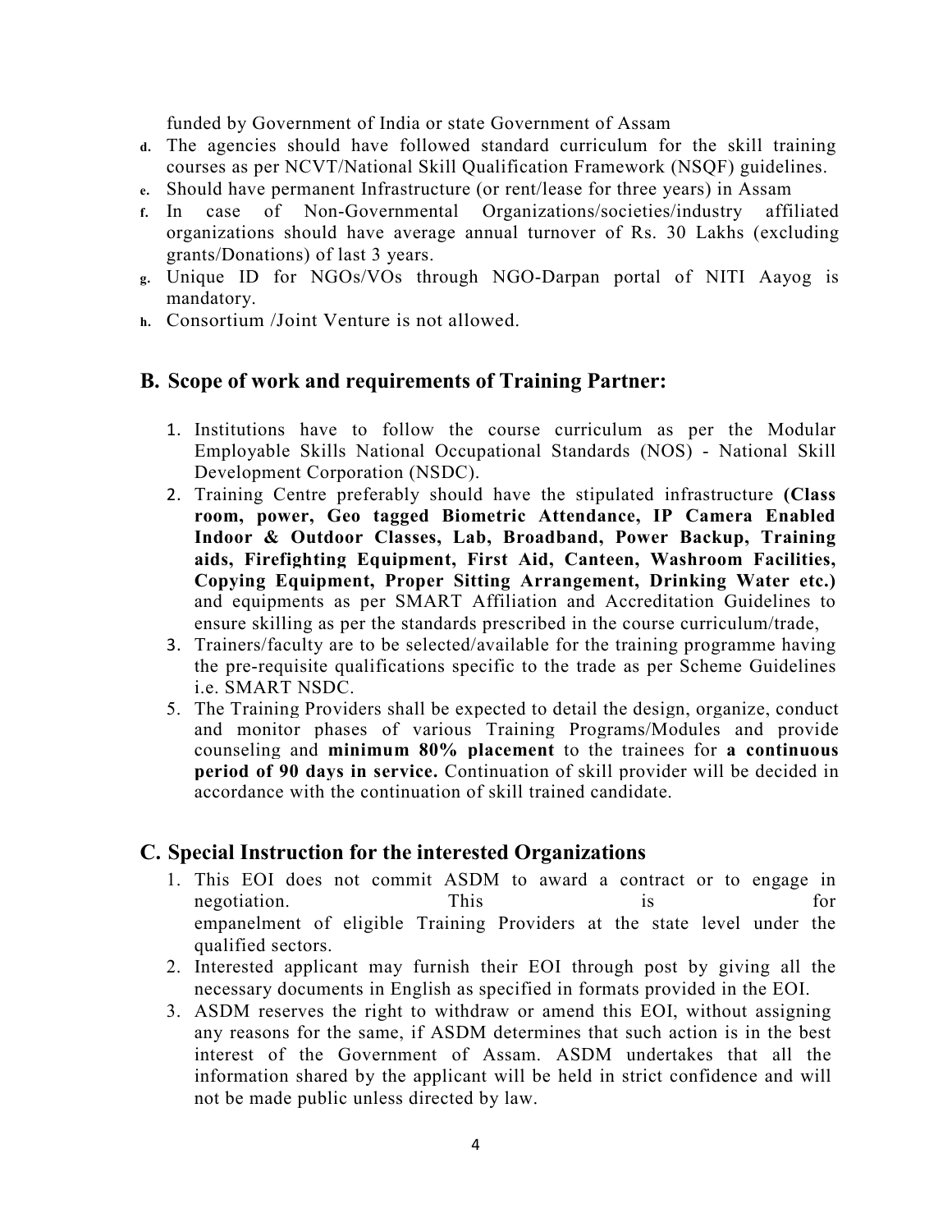funded by Government of India or state Government of Assam

d. The agencies should have followed standard curriculum for the skill training courses as per NCVT/National Skill Qualification Framework (NSQF) guidelines.
e. Should have permanent Infrastructure (or rent/lease for three years) in Assam
f. In case of Non-Governmental Organizations/societies/industry affiliated organizations should have average annual turnover of Rs. 30 Lakhs (excluding grants/Donations) of last 3 years.
g. Unique ID for NGOs/VOs through NGO-Darpan portal of NITI Aayog is mandatory.
h. Consortium /Joint Venture is not allowed.

## B. Scope of work and requirements of Training Partner:

1. Institutions have to follow the course curriculum as per the Modular Employable Skills National Occupational Standards (NOS) - National Skill Development Corporation (NSDC).
2. Training Centre preferably should have the stipulated infrastructure **(Class room, power, Geo tagged Biometric Attendance, IP Camera Enabled Indoor & Outdoor Classes, Lab, Broadband, Power Backup, Training aids, Firefighting Equipment, First Aid, Canteen, Washroom Facilities, Copying Equipment, Proper Sitting Arrangement, Drinking Water etc.)** and equipments as per SMART Affiliation and Accreditation Guidelines to ensure skilling as per the standards prescribed in the course curriculum/trade,
3. Trainers/faculty are to be selected/available for the training programme having the pre-requisite qualifications specific to the trade as per Scheme Guidelines i.e. SMART NSDC.
5. The Training Providers shall be expected to detail the design, organize, conduct and monitor phases of various Training Programs/Modules and provide counseling and **minimum 80% placement** to the trainees for **a continuous period of 90 days in service.** Continuation of skill provider will be decided in accordance with the continuation of skill trained candidate.

## C. Special Instruction for the interested Organizations

1. This EOI does not commit ASDM to award a contract or to engage in negotiation. This is for empanelment of eligible Training Providers at the state level under the qualified sectors.
2. Interested applicant may furnish their EOI through post by giving all the necessary documents in English as specified in formats provided in the EOI.
3. ASDM reserves the right to withdraw or amend this EOI, without assigning any reasons for the same, if ASDM determines that such action is in the best interest of the Government of Assam. ASDM undertakes that all the information shared by the applicant will be held in strict confidence and will not be made public unless directed by law.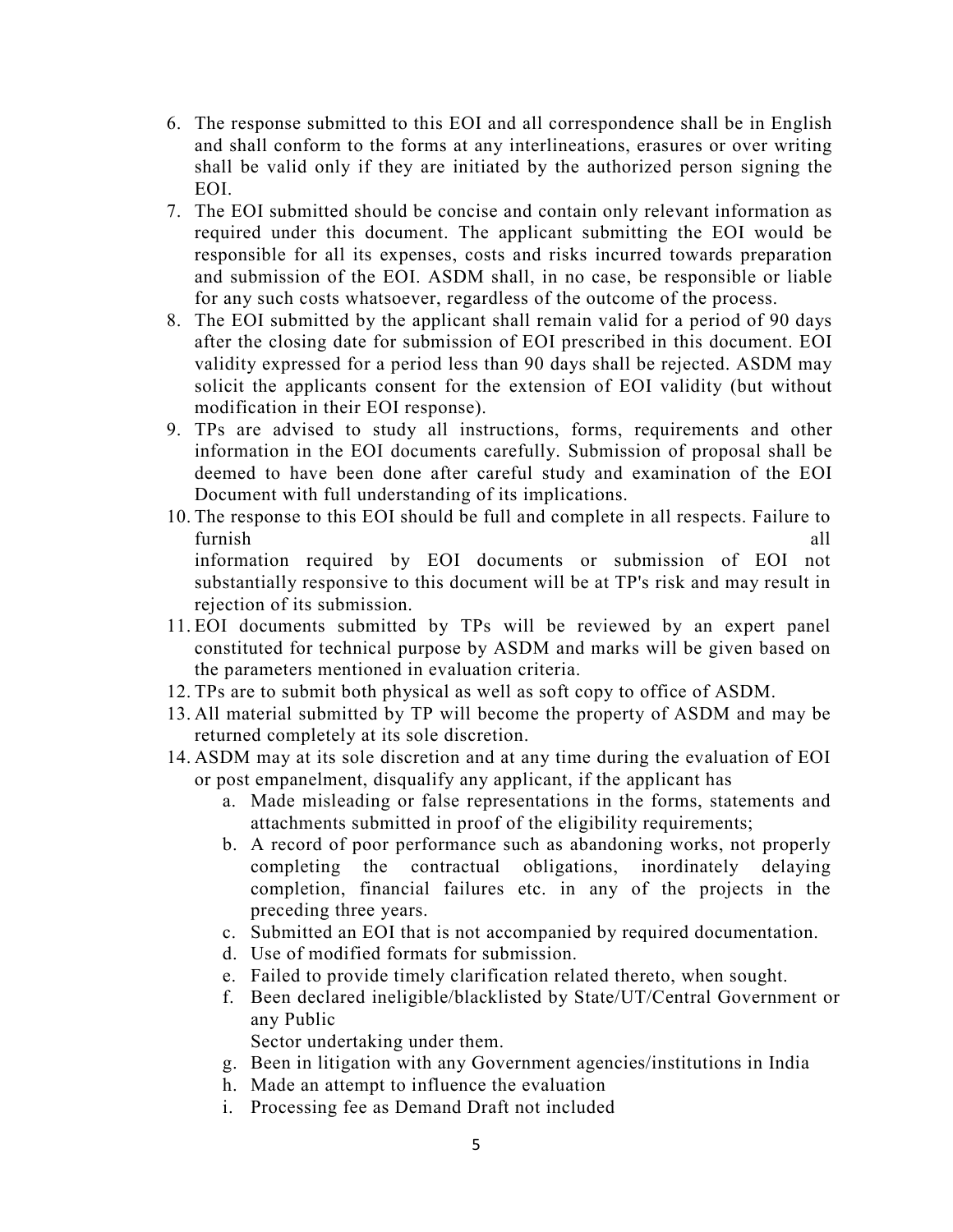6. The response submitted to this EOI and all correspondence shall be in English and shall conform to the forms at any interlineations, erasures or over writing shall be valid only if they are initiated by the authorized person signing the EOI.
7. The EOI submitted should be concise and contain only relevant information as required under this document. The applicant submitting the EOI would be responsible for all its expenses, costs and risks incurred towards preparation and submission of the EOI. ASDM shall, in no case, be responsible or liable for any such costs whatsoever, regardless of the outcome of the process.
8. The EOI submitted by the applicant shall remain valid for a period of 90 days after the closing date for submission of EOI prescribed in this document. EOI validity expressed for a period less than 90 days shall be rejected. ASDM may solicit the applicants consent for the extension of EOI validity (but without modification in their EOI response).
9. TPs are advised to study all instructions, forms, requirements and other information in the EOI documents carefully. Submission of proposal shall be deemed to have been done after careful study and examination of the EOI Document with full understanding of its implications.
10. The response to this EOI should be full and complete in all respects. Failure to furnish all information required by EOI documents or submission of EOI not substantially responsive to this document will be at TP's risk and may result in rejection of its submission.
11. EOI documents submitted by TPs will be reviewed by an expert panel constituted for technical purpose by ASDM and marks will be given based on the parameters mentioned in evaluation criteria.
12. TPs are to submit both physical as well as soft copy to office of ASDM.
13. All material submitted by TP will become the property of ASDM and may be returned completely at its sole discretion.
14. ASDM may at its sole discretion and at any time during the evaluation of EOI or post empanelment, disqualify any applicant, if the applicant has
    a. Made misleading or false representations in the forms, statements and attachments submitted in proof of the eligibility requirements;
    b. A record of poor performance such as abandoning works, not properly completing the contractual obligations, inordinately delaying completion, financial failures etc. in any of the projects in the preceding three years.
    c. Submitted an EOI that is not accompanied by required documentation.
    d. Use of modified formats for submission.
    e. Failed to provide timely clarification related thereto, when sought.
    f. Been declared ineligible/blacklisted by State/UT/Central Government or any Public Sector undertaking under them.
    g. Been in litigation with any Government agencies/institutions in India
    h. Made an attempt to influence the evaluation
    i. Processing fee as Demand Draft not included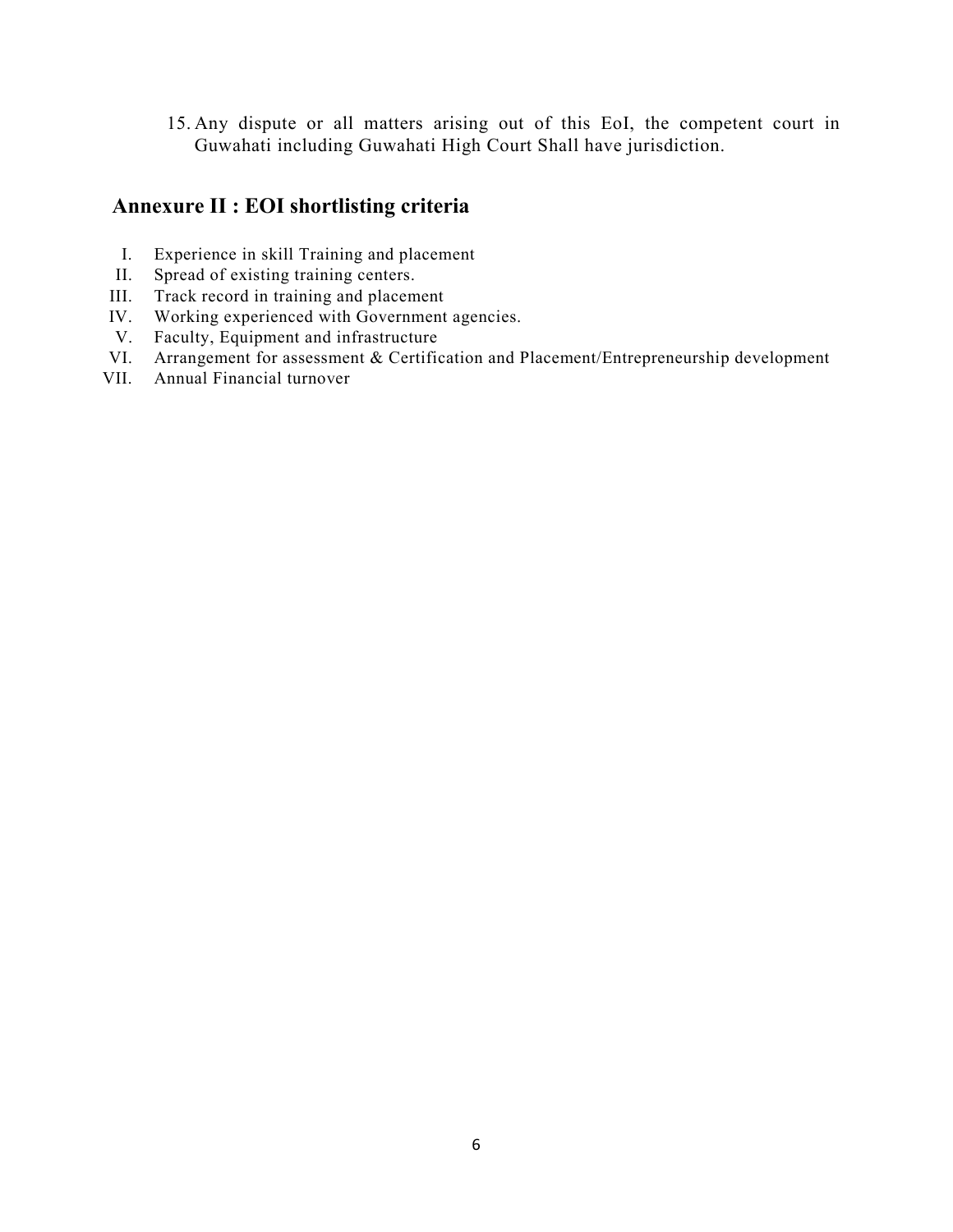15. Any dispute or all matters arising out of this EoI, the competent court in Guwahati including Guwahati High Court Shall have jurisdiction.

## Annexure II : EOI shortlisting criteria

I. Experience in skill Training and placement
II. Spread of existing training centers.
III. Track record in training and placement
IV. Working experienced with Government agencies.
V. Faculty, Equipment and infrastructure
VI. Arrangement for assessment & Certification and Placement/Entrepreneurship development
VII. Annual Financial turnover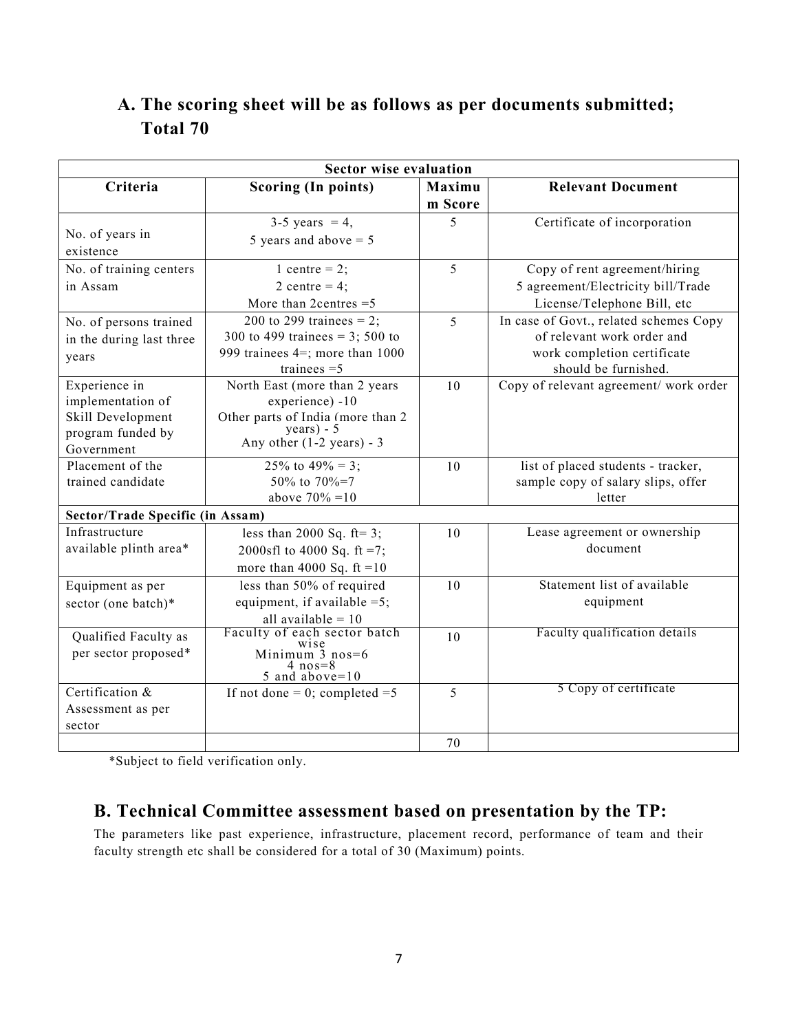## A. The scoring sheet will be as follows as per documents submitted; Total 70

| Sector wise evaluation | | | |
|---|---|---|---|
| **Criteria** | **Scoring (In points)** | **Maximum Score** | **Relevant Document** |
| No. of years in existence | 3-5 years = 4, 5 years and above = 5 | 5 | Certificate of incorporation |
| No. of training centers in Assam | 1 centre = 2; 2 centre = 4; More than 2centres =5 | 5 | Copy of rent agreement/hiring 5 agreement/Electricity bill/Trade License/Telephone Bill, etc |
| No. of persons trained in the during last three years | 200 to 299 trainees = 2; 300 to 499 trainees = 3; 500 to 999 trainees 4=; more than 1000 trainees =5 | 5 | In case of Govt., related schemes Copy of relevant work order and work completion certificate should be furnished. |
| Experience in implementation of Skill Development program funded by Government | North East (more than 2 years experience) -10 Other parts of India (more than 2 years) - 5 Any other (1-2 years) - 3 | 10 | Copy of relevant agreement/ work order |
| Placement of the trained candidate | 25% to 49% = 3; 50% to 70%=7 above 70% =10 | 10 | list of placed students - tracker, sample copy of salary slips, offer letter |
| **Sector/Trade Specific (in Assam)** | | | |
| Infrastructure available plinth area* | less than 2000 Sq. ft= 3; 2000sfl to 4000 Sq. ft =7; more than 4000 Sq. ft =10 | 10 | Lease agreement or ownership document |
| Equipment as per sector (one batch)* | less than 50% of required equipment, if available =5; all available = 10 | 10 | Statement list of available equipment |
| Qualified Faculty as per sector proposed* | Faculty of each sector batch wise Minimum 3 nos=6 4 nos=8 5 and above=10 | 10 | Faculty qualification details |
| Certification & Assessment as per sector | If not done = 0; completed =5 | 5 | 5 Copy of certificate |
| | | 70 | |

*Subject to field verification only.

## B. Technical Committee assessment based on presentation by the TP:

The parameters like past experience, infrastructure, placement record, performance of team and their faculty strength etc shall be considered for a total of 30 (Maximum) points.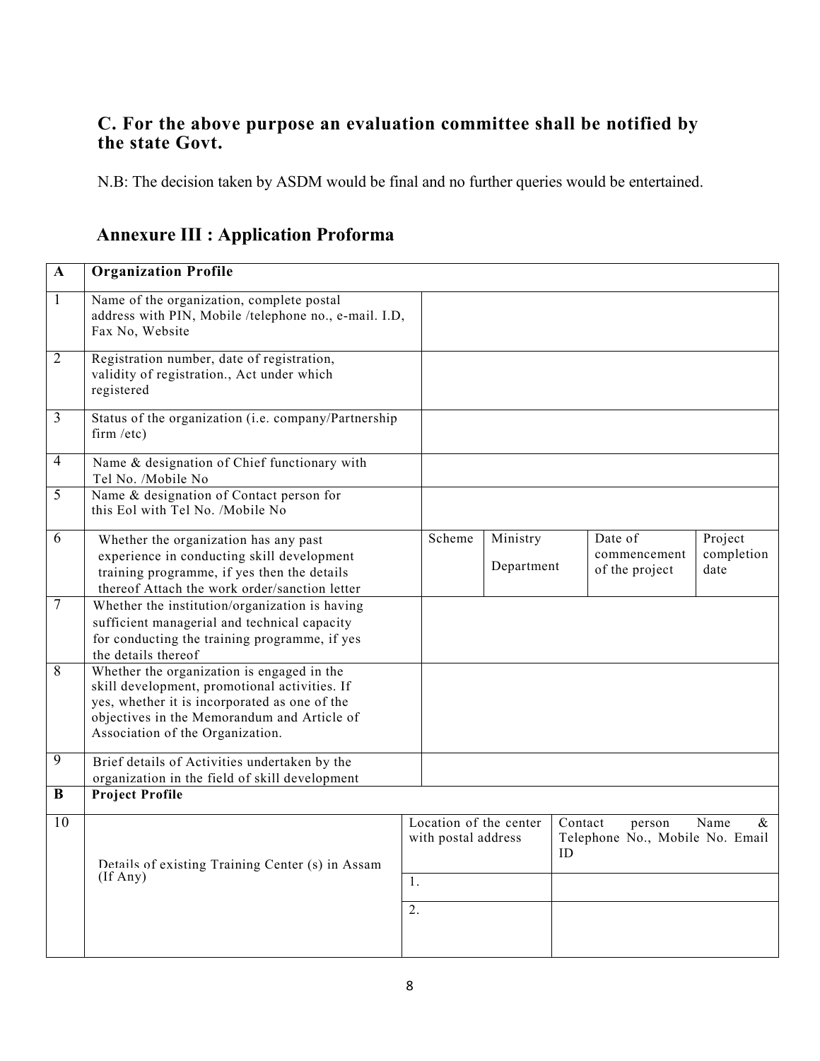### C. For the above purpose an evaluation committee shall be notified by the state Govt.

N.B: The decision taken by ASDM would be final and no further queries would be entertained.

## Annexure III : Application Proforma

| A | Organization Profile | | | | |
|---|---|---|---|---|---|
| 1 | Name of the organization, complete postal address with PIN, Mobile /telephone no., e-mail. I.D, Fax No, Website | | | | |
| 2 | Registration number, date of registration, validity of registration., Act under which registered | | | | |
| 3 | Status of the organization (i.e. company/Partnership firm /etc) | | | | |
| 4 | Name & designation of Chief functionary with Tel No. /Mobile No | | | | |
| 5 | Name & designation of Contact person for this EoI with Tel No. /Mobile No | | | | |
| 6 | Whether the organization has any past experience in conducting skill development training programme, if yes then the details thereof Attach the work order/sanction letter | Scheme | Ministry Department | Date of commencement of the project | Project completion date |
| 7 | Whether the institution/organization is having sufficient managerial and technical capacity for conducting the training programme, if yes the details thereof | | | | |
| 8 | Whether the organization is engaged in the skill development, promotional activities. If yes, whether it is incorporated as one of the objectives in the Memorandum and Article of Association of the Organization. | | | | |
| 9 | Brief details of Activities undertaken by the organization in the field of skill development | | | | |
| **B** | **Project Profile** | | | | |
| 10 | Details of existing Training Center (s) in Assam (If Any) | Location of the center with postal address | Contact person Name & Telephone No., Mobile No. Email ID | | |
| | | 1. | | | |
| | | 2. | | | |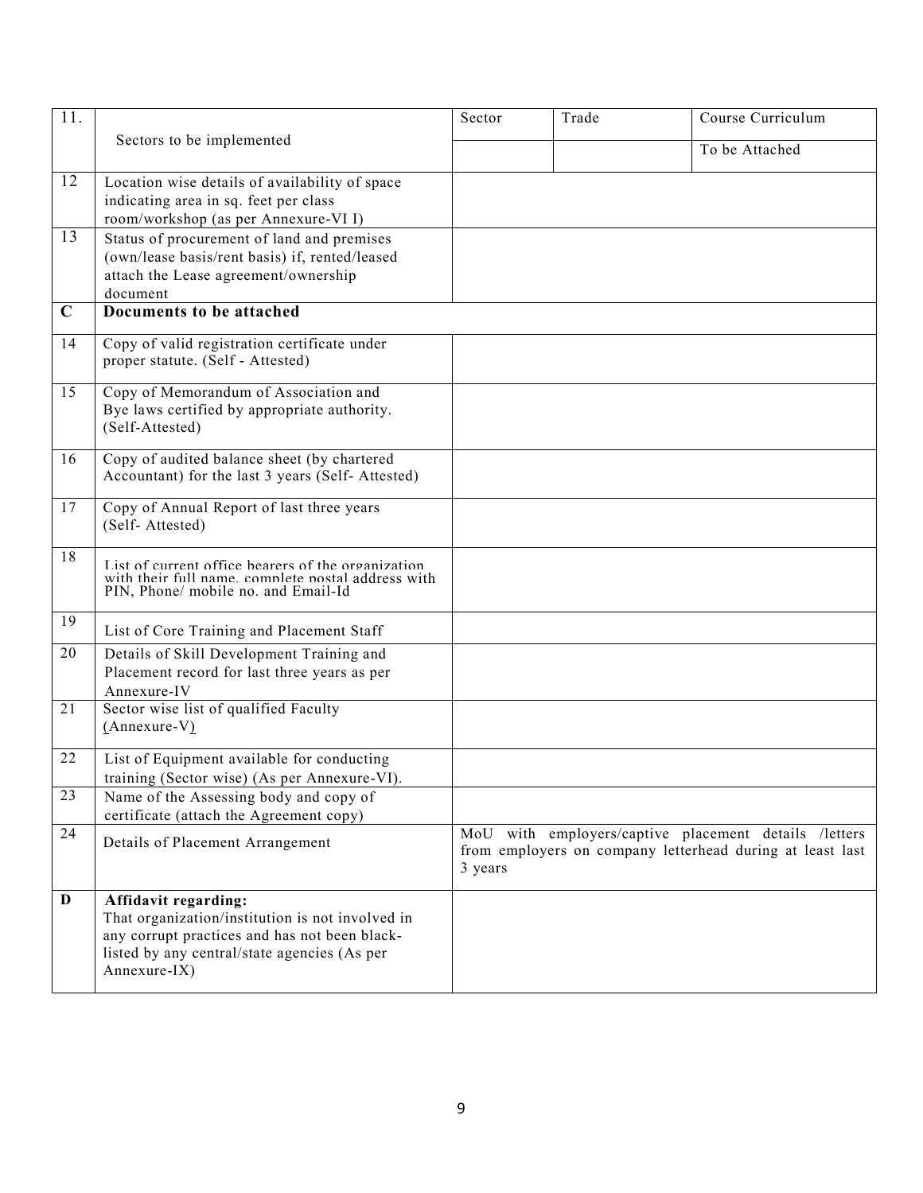| | | | | |
|---|---|---|---|---|
| 11. | Sectors to be implemented | Sector | Trade | Course Curriculum |
| | | | | To be Attached |
| 12 | Location wise details of availability of space indicating area in sq. feet per class room/workshop (as per Annexure-VI I) | | | |
| 13 | Status of procurement of land and premises (own/lease basis/rent basis) if, rented/leased attach the Lease agreement/ownership document | | | |
| **C** | **Documents to be attached** | | | |
| 14 | Copy of valid registration certificate under proper statute. (Self - Attested) | | | |
| 15 | Copy of Memorandum of Association and Bye laws certified by appropriate authority. (Self-Attested) | | | |
| 16 | Copy of audited balance sheet (by chartered Accountant) for the last 3 years (Self- Attested) | | | |
| 17 | Copy of Annual Report of last three years (Self- Attested) | | | |
| 18 | List of current office bearers of the organization with their full name, complete postal address with PIN, Phone/ mobile no. and Email-Id | | | |
| 19 | List of Core Training and Placement Staff | | | |
| 20 | Details of Skill Development Training and Placement record for last three years as per Annexure-IV | | | |
| 21 | Sector wise list of qualified Faculty (Annexure-V) | | | |
| 22 | List of Equipment available for conducting training (Sector wise) (As per Annexure-VI). | | | |
| 23 | Name of the Assessing body and copy of certificate (attach the Agreement copy) | | | |
| 24 | Details of Placement Arrangement | MoU with employers/captive placement details /letters from employers on company letterhead during at least last 3 years | | |
| **D** | **Affidavit regarding:** That organization/institution is not involved in any corrupt practices and has not been black-listed by any central/state agencies (As per Annexure-IX) | | | |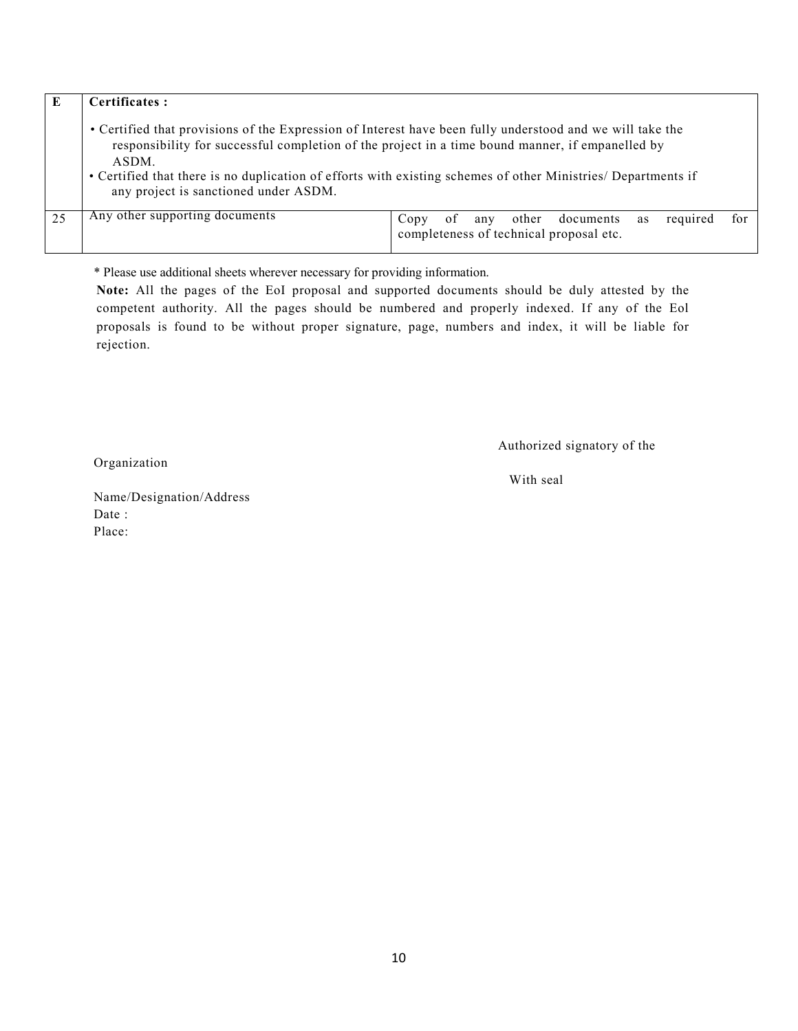| E | **Certificates :**<br><br>• Certified that provisions of the Expression of Interest have been fully understood and we will take the responsibility for successful completion of the project in a time bound manner, if empanelled by ASDM.<br>• Certified that there is no duplication of efforts with existing schemes of other Ministries/ Departments if any project is sanctioned under ASDM. | |
|---|---|---|
| 25 | Any other supporting documents | Copy of any other documents as required for completeness of technical proposal etc. |

* Please use additional sheets wherever necessary for providing information.

**Note:** All the pages of the EoI proposal and supported documents should be duly attested by the competent authority. All the pages should be numbered and properly indexed. If any of the Eol proposals is found to be without proper signature, page, numbers and index, it will be liable for rejection.

Authorized signatory of the Organization

With seal

Name/Designation/Address

Date :

Place: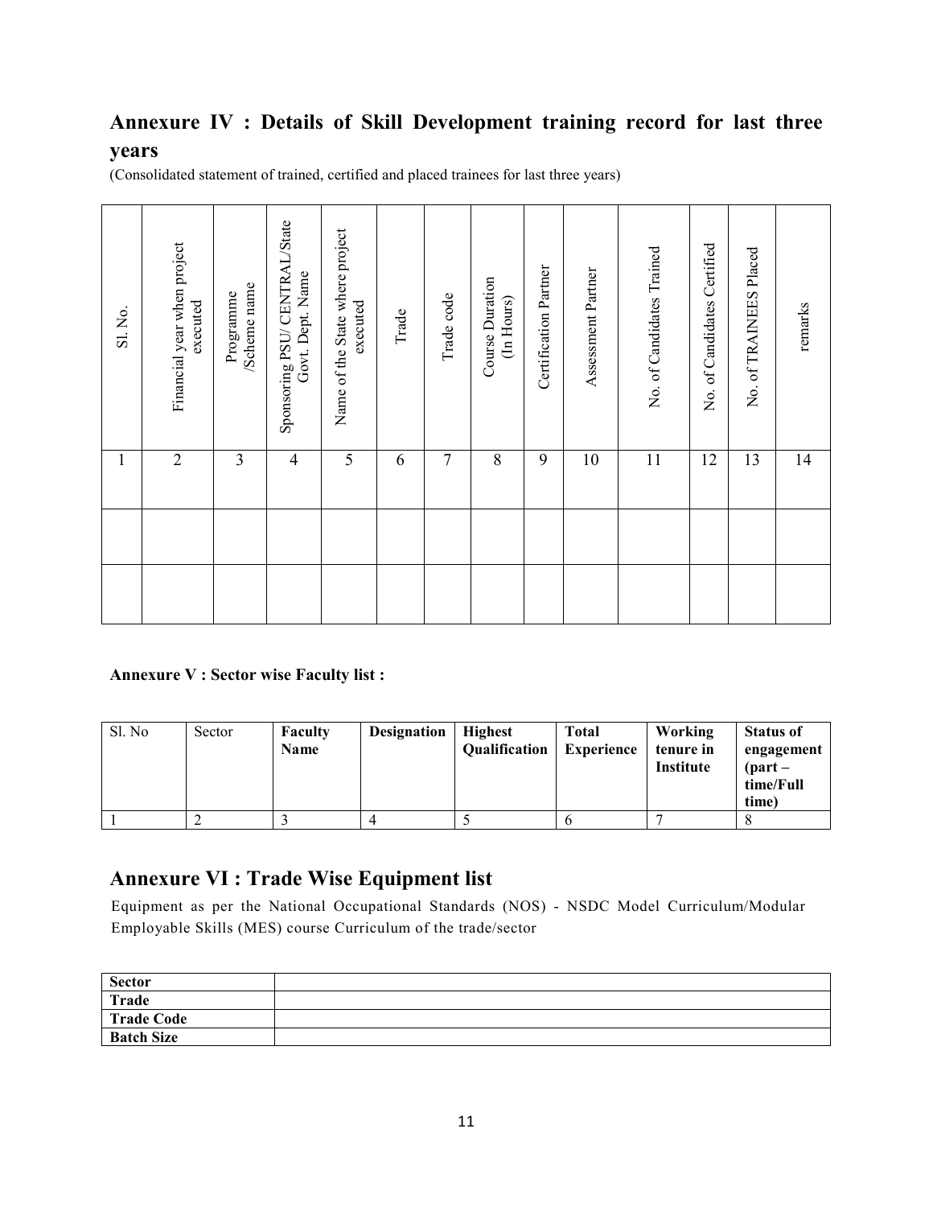## Annexure IV : Details of Skill Development training record for last three years

(Consolidated statement of trained, certified and placed trainees for last three years)

| Sl. No. | Financial year when project executed | Programme /Scheme name | Sponsoring PSU/ CENTRAL/State Govt. Dept. Name | Name of the State where project executed | Trade | Trade code | Course Duration (In Hours) | Certification Partner | Assessment Partner | No. of Candidates Trained | No. of Candidates Certified | No. of TRAINEES Placed | remarks |
|---|---|---|---|---|---|---|---|---|---|---|---|---|---|
| 1 | 2 | 3 | 4 | 5 | 6 | 7 | 8 | 9 | 10 | 11 | 12 | 13 | 14 |
| | | | | | | | | | | | | | |
| | | | | | | | | | | | | | |

**Annexure V : Sector wise Faculty list :**

| Sl. No | Sector | **Faculty Name** | **Designation** | **Highest Qualification** | **Total Experience** | **Working tenure in Institute** | **Status of engagement (part –time/Full time)** |
|---|---|---|---|---|---|---|---|
| 1 | 2 | 3 | 4 | 5 | 6 | 7 | 8 |

## Annexure VI : Trade Wise Equipment list

Equipment as per the National Occupational Standards (NOS) - NSDC Model Curriculum/Modular Employable Skills (MES) course Curriculum of the trade/sector

| **Sector** | |
|---|---|
| **Trade** | |
| **Trade Code** | |
| **Batch Size** | |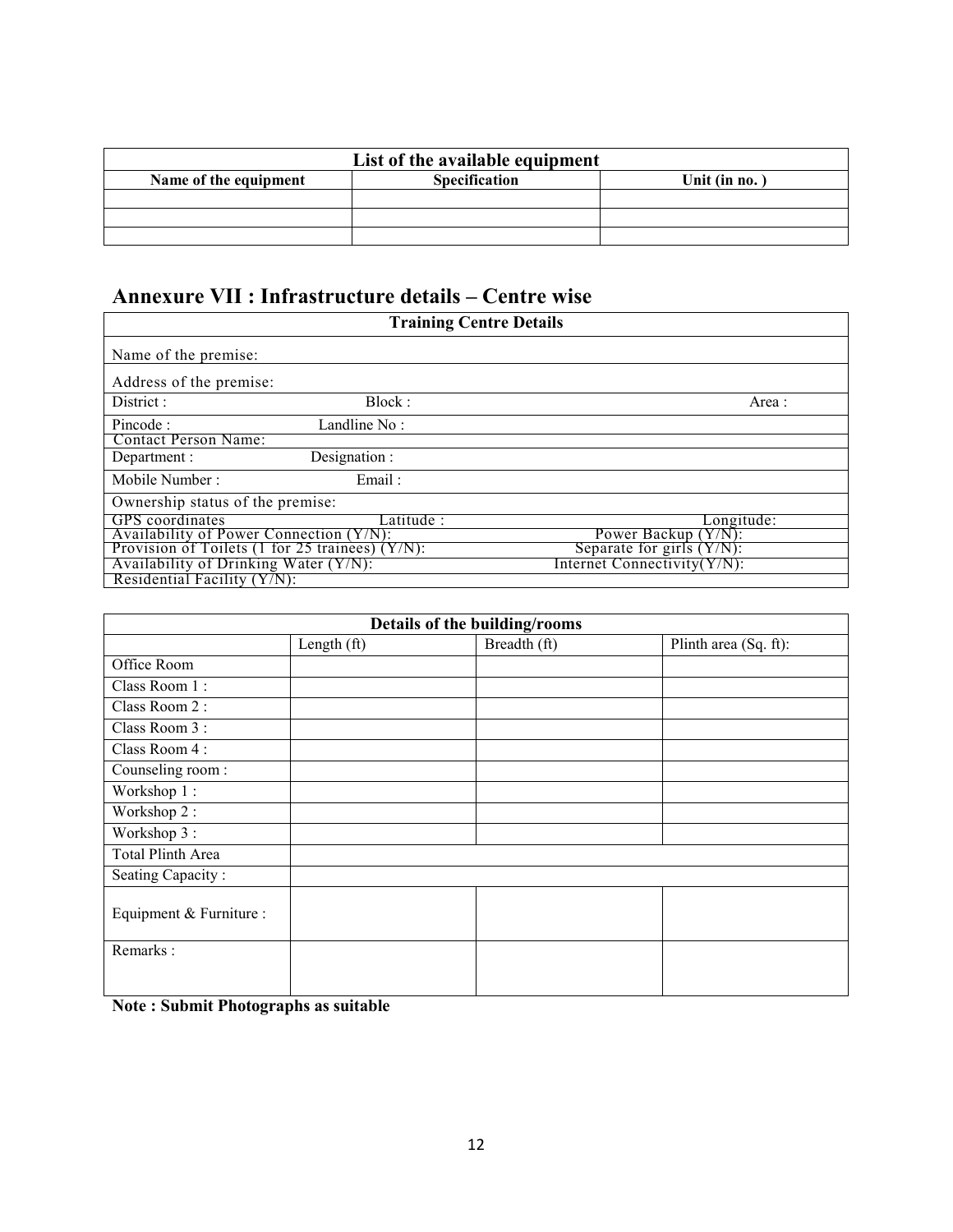| List of the available equipment | | |
|---|---|---|
| **Name of the equipment** | **Specification** | **Unit (in no. )** |
| | | |
| | | |
| | | |

## Annexure VII : Infrastructure details – Centre wise

| **Training Centre Details** | | |
|---|---|---|
| Name of the premise: | | |
| Address of the premise: | | |
| District : | Block : | Area : |
| Pincode : | Landline No : | |
| Contact Person Name: | | |
| Department : | Designation : | |
| Mobile Number : | Email : | |
| Ownership status of the premise: | | |
| GPS coordinates | Latitude : | Longitude: |
| Availability of Power Connection (Y/N): | | Power Backup (Y/N): |
| Provision of Toilets (1 for 25 trainees) (Y/N): | | Separate for girls (Y/N): |
| Availability of Drinking Water (Y/N): | | Internet Connectivity(Y/N): |
| Residential Facility (Y/N): | | |

| **Details of the building/rooms** | | | |
|---|---|---|---|
| | Length (ft) | Breadth (ft) | Plinth area (Sq. ft): |
| Office Room | | | |
| Class Room 1 : | | | |
| Class Room 2 : | | | |
| Class Room 3 : | | | |
| Class Room 4 : | | | |
| Counseling room : | | | |
| Workshop 1 : | | | |
| Workshop 2 : | | | |
| Workshop 3 : | | | |
| Total Plinth Area | | | |
| Seating Capacity : | | | |
| Equipment & Furniture : | | | |
| Remarks : | | | |

**Note : Submit Photographs as suitable**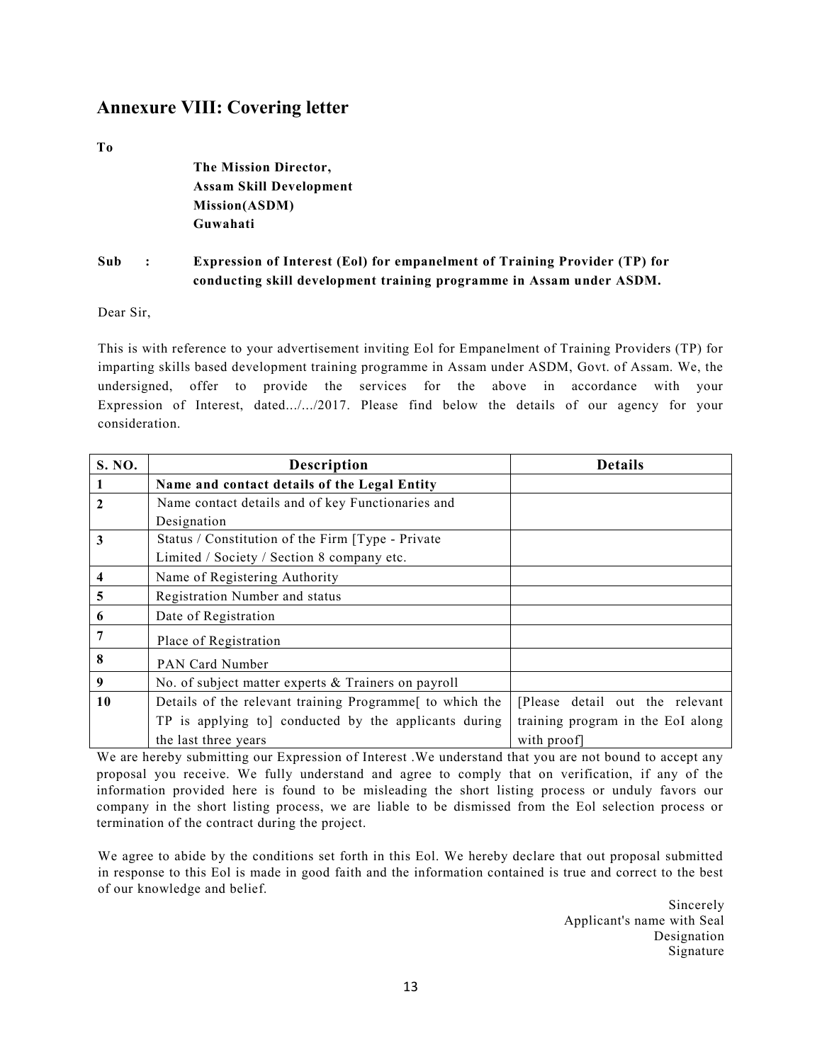## Annexure VIII: Covering letter

**To**

**The Mission Director,**
**Assam Skill Development Mission(ASDM)**
**Guwahati**

**Sub : Expression of Interest (EoI) for empanelment of Training Provider (TP) for conducting skill development training programme in Assam under ASDM.**

Dear Sir,

This is with reference to your advertisement inviting EoI for Empanelment of Training Providers (TP) for imparting skills based development training programme in Assam under ASDM, Govt. of Assam. We, the undersigned, offer to provide the services for the above in accordance with your Expression of Interest, dated.../.../2017. Please find below the details of our agency for your consideration.

| S. NO. | Description | Details |
|---|---|---|
| 1 | **Name and contact details of the Legal Entity** | |
| 2 | Name contact details and of key Functionaries and Designation | |
| 3 | Status / Constitution of the Firm [Type - Private Limited / Society / Section 8 company etc. | |
| 4 | Name of Registering Authority | |
| 5 | Registration Number and status | |
| 6 | Date of Registration | |
| 7 | Place of Registration | |
| 8 | PAN Card Number | |
| 9 | No. of subject matter experts & Trainers on payroll | |
| 10 | Details of the relevant training Programme[ to which the TP is applying to] conducted by the applicants during the last three years | [Please detail out the relevant training program in the EoI along with proof] |

We are hereby submitting our Expression of Interest .We understand that you are not bound to accept any proposal you receive. We fully understand and agree to comply that on verification, if any of the information provided here is found to be misleading the short listing process or unduly favors our company in the short listing process, we are liable to be dismissed from the EoI selection process or termination of the contract during the project.

We agree to abide by the conditions set forth in this EoI. We hereby declare that out proposal submitted in response to this EoI is made in good faith and the information contained is true and correct to the best of our knowledge and belief.

Sincerely
Applicant's name with Seal
Designation
Signature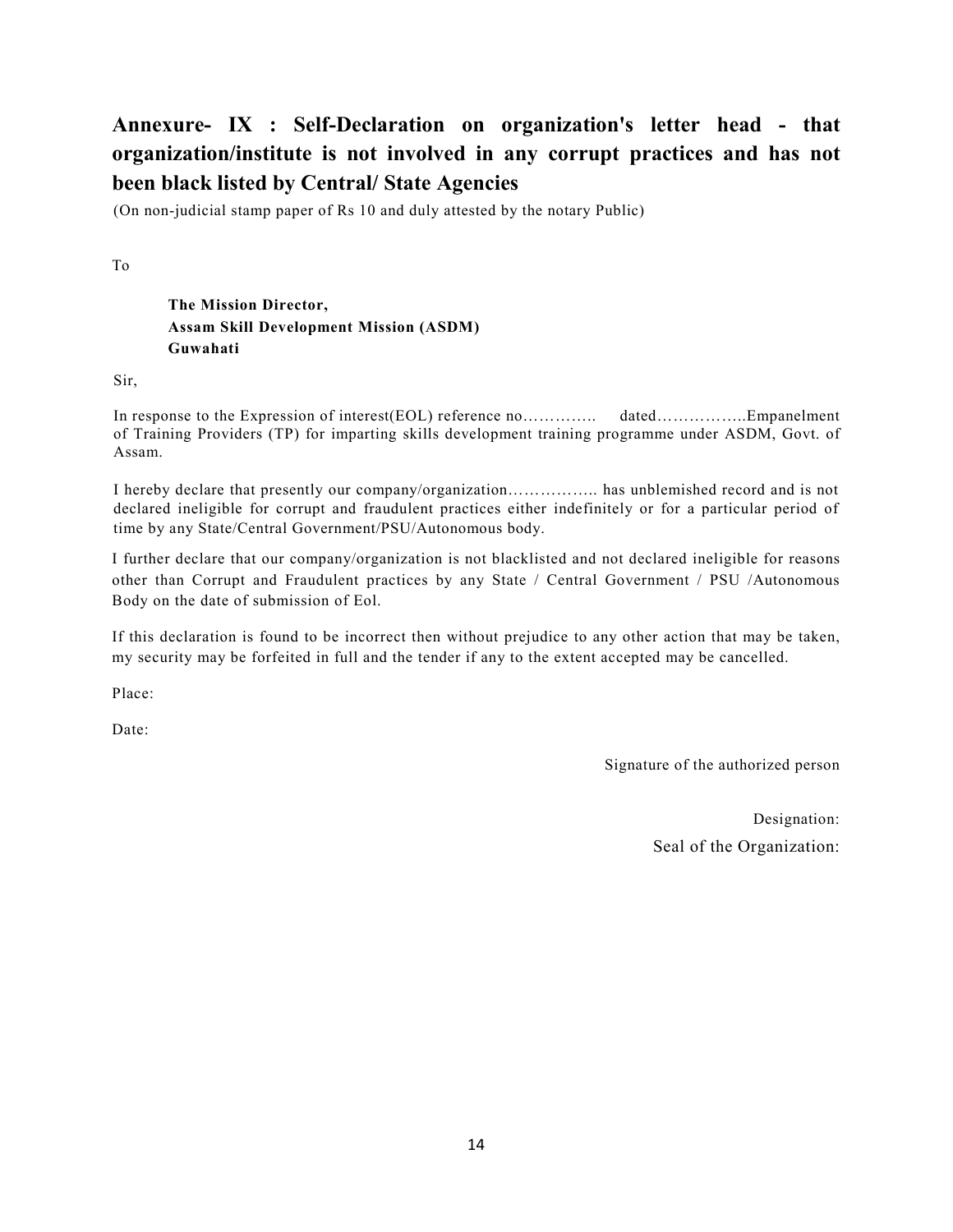## Annexure- IX : Self-Declaration on organization's letter head - that organization/institute is not involved in any corrupt practices and has not been black listed by Central/ State Agencies

(On non-judicial stamp paper of Rs 10 and duly attested by the notary Public)

To

**The Mission Director,**
**Assam Skill Development Mission (ASDM)**
**Guwahati**

Sir,

In response to the Expression of interest(EOL) reference no………….. dated……………..Empanelment of Training Providers (TP) for imparting skills development training programme under ASDM, Govt. of Assam.

I hereby declare that presently our company/organization…………….. has unblemished record and is not declared ineligible for corrupt and fraudulent practices either indefinitely or for a particular period of time by any State/Central Government/PSU/Autonomous body.

I further declare that our company/organization is not blacklisted and not declared ineligible for reasons other than Corrupt and Fraudulent practices by any State / Central Government / PSU /Autonomous Body on the date of submission of Eol.

If this declaration is found to be incorrect then without prejudice to any other action that may be taken, my security may be forfeited in full and the tender if any to the extent accepted may be cancelled.

Place:

Date:

Signature of the authorized person

Designation:

Seal of the Organization: